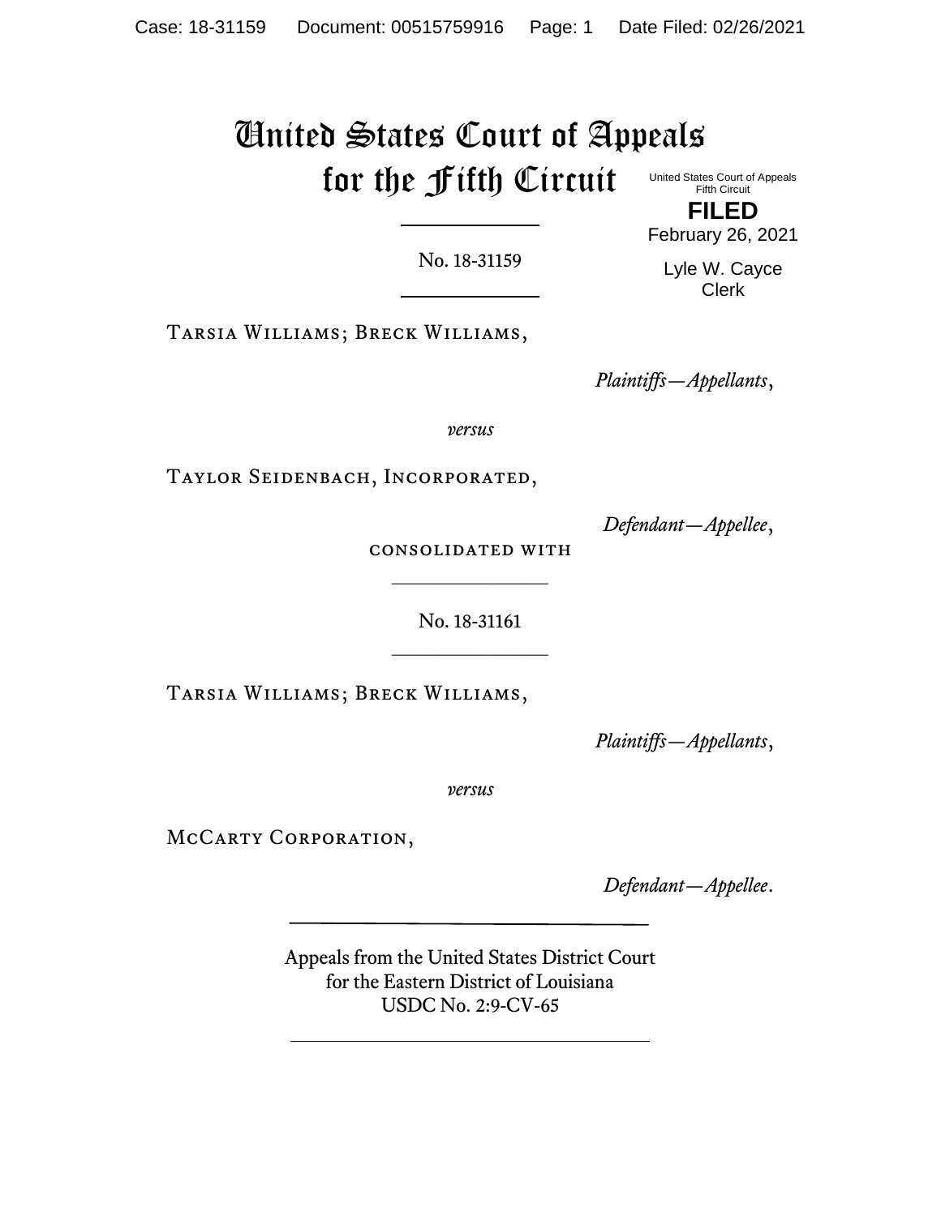# United States Court of Appeals for the Fifth Circuit

United States Court of Appeals
Fifth Circuit

**FILED**

February 26, 2021

Lyle W. Cayce
Clerk

---

No. 18-31159

---

Tarsia Williams; Breck Williams,

*Plaintiffs—Appellants*,

*versus*

Taylor Seidenbach, Incorporated,

*Defendant—Appellee*,

consolidated with

---

No. 18-31161

---

Tarsia Williams; Breck Williams,

*Plaintiffs—Appellants*,

*versus*

McCarty Corporation,

*Defendant—Appellee*.

---

Appeals from the United States District Court
for the Eastern District of Louisiana
USDC No. 2:9-CV-65

---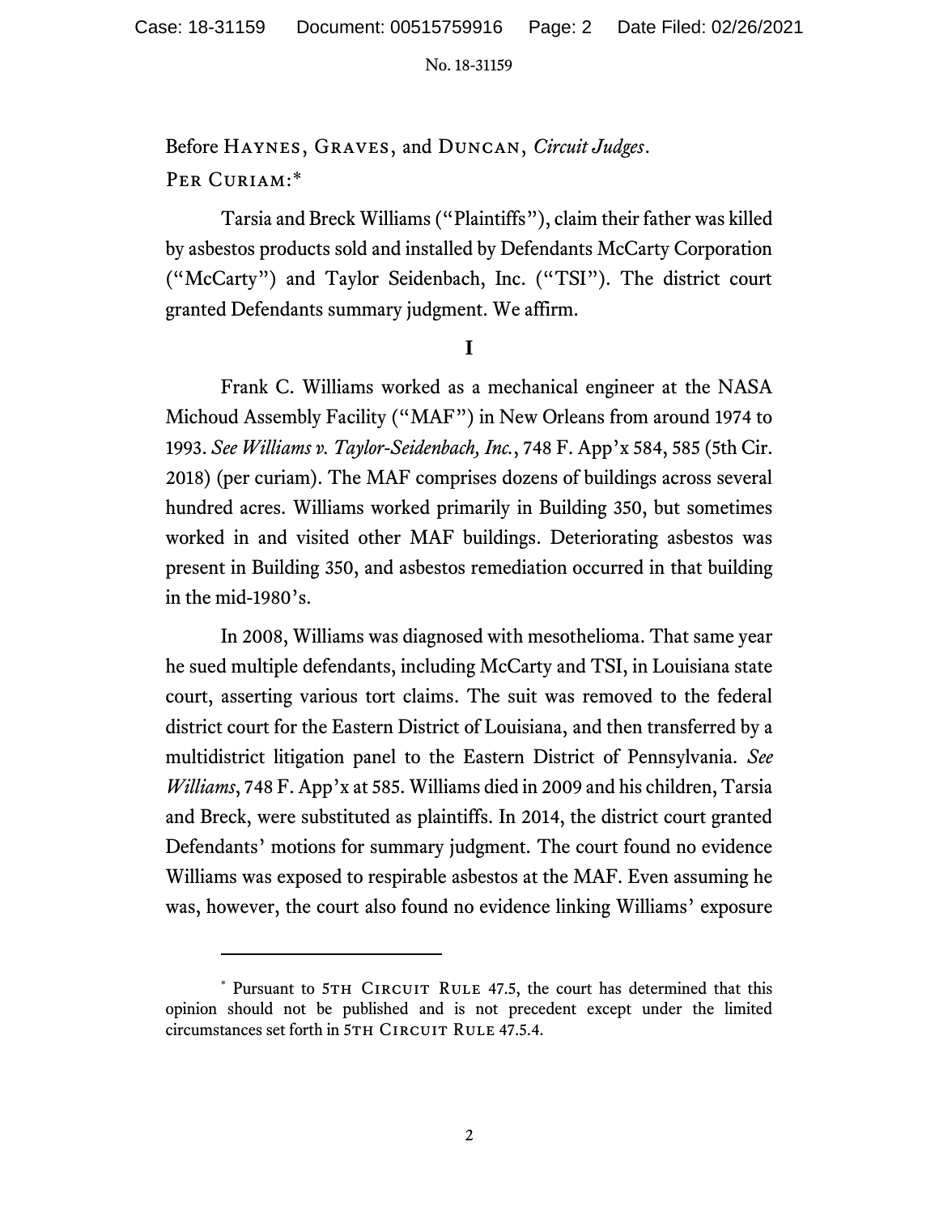Before HAYNES, GRAVES, and DUNCAN, *Circuit Judges*.

PER CURIAM:*

Tarsia and Breck Williams ("Plaintiffs"), claim their father was killed by asbestos products sold and installed by Defendants McCarty Corporation ("McCarty") and Taylor Seidenbach, Inc. ("TSI"). The district court granted Defendants summary judgment. We affirm.

**I**

Frank C. Williams worked as a mechanical engineer at the NASA Michoud Assembly Facility ("MAF") in New Orleans from around 1974 to 1993. *See Williams v. Taylor-Seidenbach, Inc.*, 748 F. App'x 584, 585 (5th Cir. 2018) (per curiam). The MAF comprises dozens of buildings across several hundred acres. Williams worked primarily in Building 350, but sometimes worked in and visited other MAF buildings. Deteriorating asbestos was present in Building 350, and asbestos remediation occurred in that building in the mid-1980's.

In 2008, Williams was diagnosed with mesothelioma. That same year he sued multiple defendants, including McCarty and TSI, in Louisiana state court, asserting various tort claims. The suit was removed to the federal district court for the Eastern District of Louisiana, and then transferred by a multidistrict litigation panel to the Eastern District of Pennsylvania. *See Williams*, 748 F. App'x at 585. Williams died in 2009 and his children, Tarsia and Breck, were substituted as plaintiffs. In 2014, the district court granted Defendants' motions for summary judgment. The court found no evidence Williams was exposed to respirable asbestos at the MAF. Even assuming he was, however, the court also found no evidence linking Williams' exposure

---

* Pursuant to 5TH CIRCUIT RULE 47.5, the court has determined that this opinion should not be published and is not precedent except under the limited circumstances set forth in 5TH CIRCUIT RULE 47.5.4.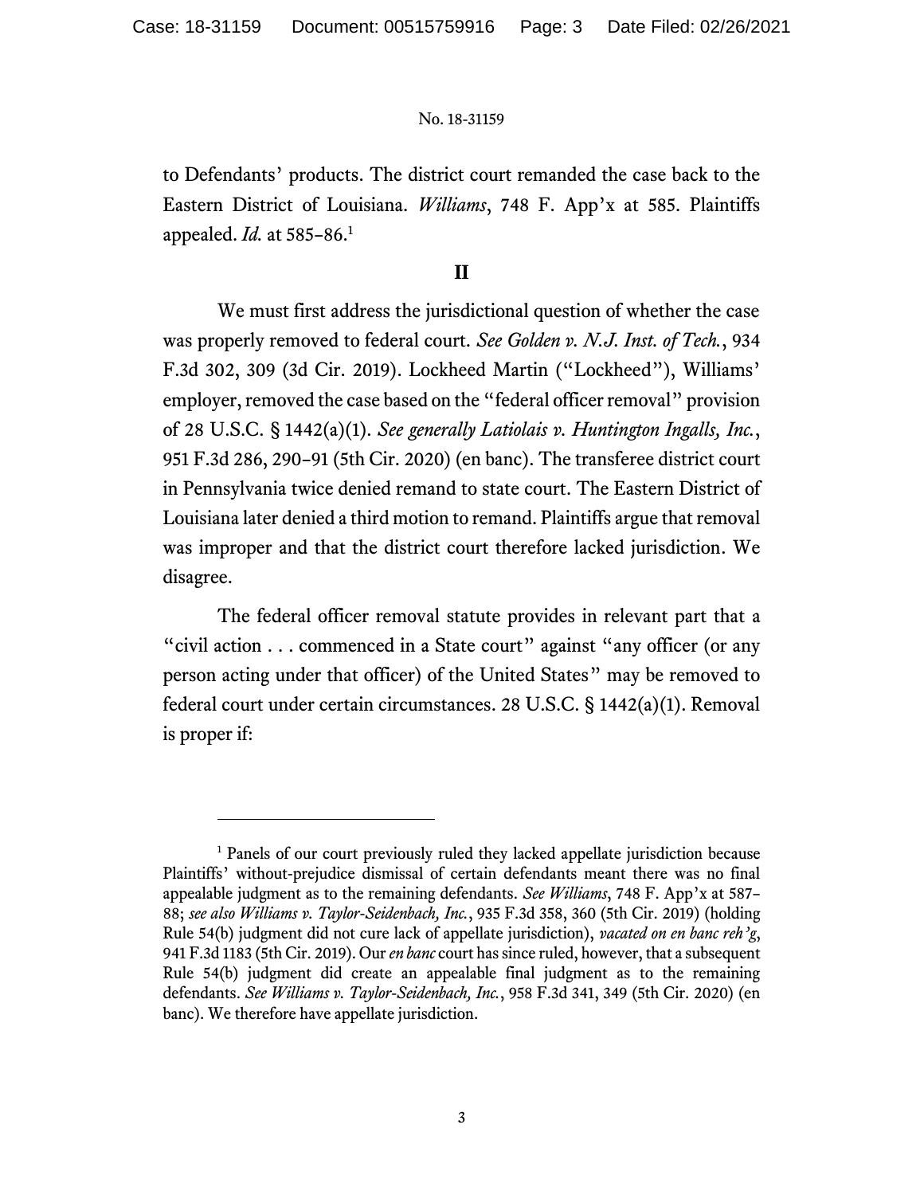to Defendants' products. The district court remanded the case back to the Eastern District of Louisiana. *Williams*, 748 F. App'x at 585. Plaintiffs appealed. *Id.* at 585–86.[1]

## II

We must first address the jurisdictional question of whether the case was properly removed to federal court. *See Golden v. N.J. Inst. of Tech.*, 934 F.3d 302, 309 (3d Cir. 2019). Lockheed Martin ("Lockheed"), Williams' employer, removed the case based on the "federal officer removal" provision of 28 U.S.C. § 1442(a)(1). *See generally Latiolais v. Huntington Ingalls, Inc.*, 951 F.3d 286, 290–91 (5th Cir. 2020) (en banc). The transferee district court in Pennsylvania twice denied remand to state court. The Eastern District of Louisiana later denied a third motion to remand. Plaintiffs argue that removal was improper and that the district court therefore lacked jurisdiction. We disagree.

The federal officer removal statute provides in relevant part that a "civil action . . . commenced in a State court" against "any officer (or any person acting under that officer) of the United States" may be removed to federal court under certain circumstances. 28 U.S.C. § 1442(a)(1). Removal is proper if:

---

[1] Panels of our court previously ruled they lacked appellate jurisdiction because Plaintiffs' without-prejudice dismissal of certain defendants meant there was no final appealable judgment as to the remaining defendants. *See Williams*, 748 F. App'x at 587–88; *see also Williams v. Taylor-Seidenbach, Inc.*, 935 F.3d 358, 360 (5th Cir. 2019) (holding Rule 54(b) judgment did not cure lack of appellate jurisdiction), *vacated on en banc reh'g*, 941 F.3d 1183 (5th Cir. 2019). Our *en banc* court has since ruled, however, that a subsequent Rule 54(b) judgment did create an appealable final judgment as to the remaining defendants. *See Williams v. Taylor-Seidenbach, Inc.*, 958 F.3d 341, 349 (5th Cir. 2020) (en banc). We therefore have appellate jurisdiction.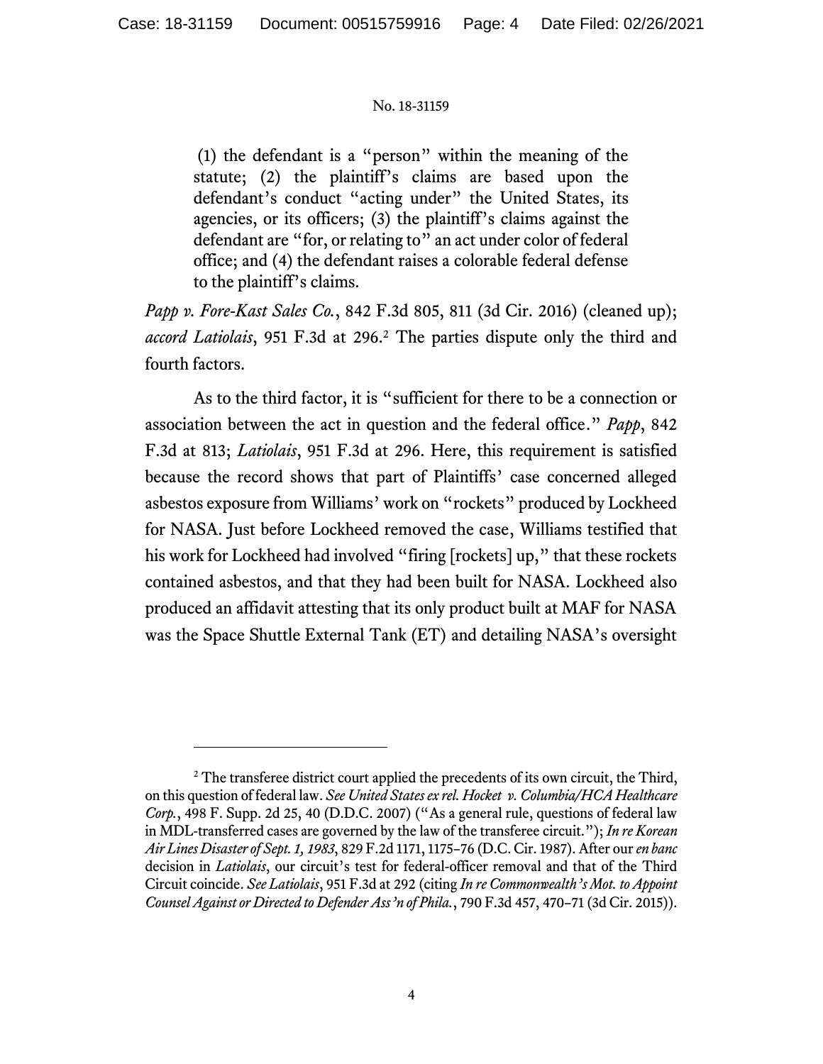> (1) the defendant is a "person" within the meaning of the statute; (2) the plaintiff's claims are based upon the defendant's conduct "acting under" the United States, its agencies, or its officers; (3) the plaintiff's claims against the defendant are "for, or relating to" an act under color of federal office; and (4) the defendant raises a colorable federal defense to the plaintiff's claims.

*Papp v. Fore-Kast Sales Co.*, 842 F.3d 805, 811 (3d Cir. 2016) (cleaned up); *accord Latiolais*, 951 F.3d at 296.[2] The parties dispute only the third and fourth factors.

As to the third factor, it is "sufficient for there to be a connection or association between the act in question and the federal office." *Papp*, 842 F.3d at 813; *Latiolais*, 951 F.3d at 296. Here, this requirement is satisfied because the record shows that part of Plaintiffs' case concerned alleged asbestos exposure from Williams' work on "rockets" produced by Lockheed for NASA. Just before Lockheed removed the case, Williams testified that his work for Lockheed had involved "firing [rockets] up," that these rockets contained asbestos, and that they had been built for NASA. Lockheed also produced an affidavit attesting that its only product built at MAF for NASA was the Space Shuttle External Tank (ET) and detailing NASA's oversight

---

[2] The transferee district court applied the precedents of its own circuit, the Third, on this question of federal law. *See United States ex rel. Hocket v. Columbia/HCA Healthcare Corp.*, 498 F. Supp. 2d 25, 40 (D.D.C. 2007) ("As a general rule, questions of federal law in MDL-transferred cases are governed by the law of the transferee circuit."); *In re Korean Air Lines Disaster of Sept. 1, 1983*, 829 F.2d 1171, 1175–76 (D.C. Cir. 1987). After our *en banc* decision in *Latiolais*, our circuit's test for federal-officer removal and that of the Third Circuit coincide. *See Latiolais*, 951 F.3d at 292 (citing *In re Commonwealth's Mot. to Appoint Counsel Against or Directed to Defender Ass'n of Phila.*, 790 F.3d 457, 470–71 (3d Cir. 2015)).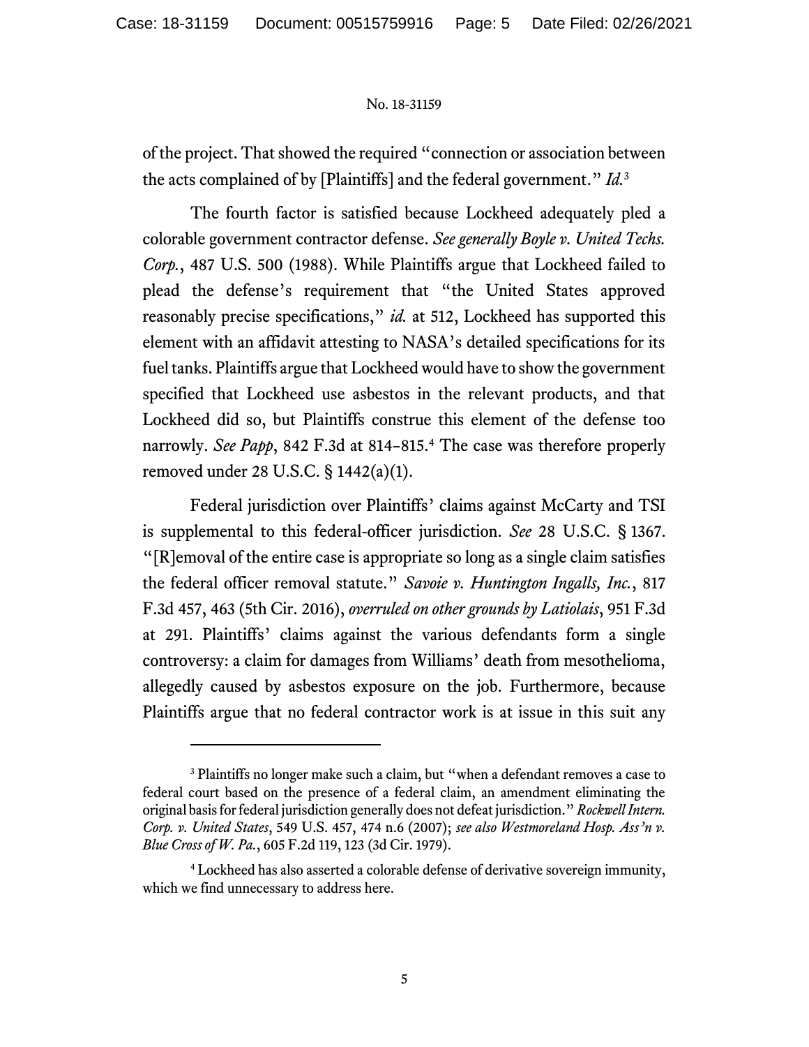of the project. That showed the required "connection or association between the acts complained of by [Plaintiffs] and the federal government." *Id.*[3]

The fourth factor is satisfied because Lockheed adequately pled a colorable government contractor defense. *See generally Boyle v. United Techs. Corp.*, 487 U.S. 500 (1988). While Plaintiffs argue that Lockheed failed to plead the defense's requirement that "the United States approved reasonably precise specifications," *id.* at 512, Lockheed has supported this element with an affidavit attesting to NASA's detailed specifications for its fuel tanks. Plaintiffs argue that Lockheed would have to show the government specified that Lockheed use asbestos in the relevant products, and that Lockheed did so, but Plaintiffs construe this element of the defense too narrowly. *See Papp*, 842 F.3d at 814–815.[4] The case was therefore properly removed under 28 U.S.C. § 1442(a)(1).

Federal jurisdiction over Plaintiffs' claims against McCarty and TSI is supplemental to this federal-officer jurisdiction. *See* 28 U.S.C. § 1367. "[R]emoval of the entire case is appropriate so long as a single claim satisfies the federal officer removal statute." *Savoie v. Huntington Ingalls, Inc.*, 817 F.3d 457, 463 (5th Cir. 2016), *overruled on other grounds by Latiolais*, 951 F.3d at 291. Plaintiffs' claims against the various defendants form a single controversy: a claim for damages from Williams' death from mesothelioma, allegedly caused by asbestos exposure on the job. Furthermore, because Plaintiffs argue that no federal contractor work is at issue in this suit any

---

[3] Plaintiffs no longer make such a claim, but "when a defendant removes a case to federal court based on the presence of a federal claim, an amendment eliminating the original basis for federal jurisdiction generally does not defeat jurisdiction." *Rockwell Intern. Corp. v. United States*, 549 U.S. 457, 474 n.6 (2007); *see also Westmoreland Hosp. Ass'n v. Blue Cross of W. Pa.*, 605 F.2d 119, 123 (3d Cir. 1979).

[4] Lockheed has also asserted a colorable defense of derivative sovereign immunity, which we find unnecessary to address here.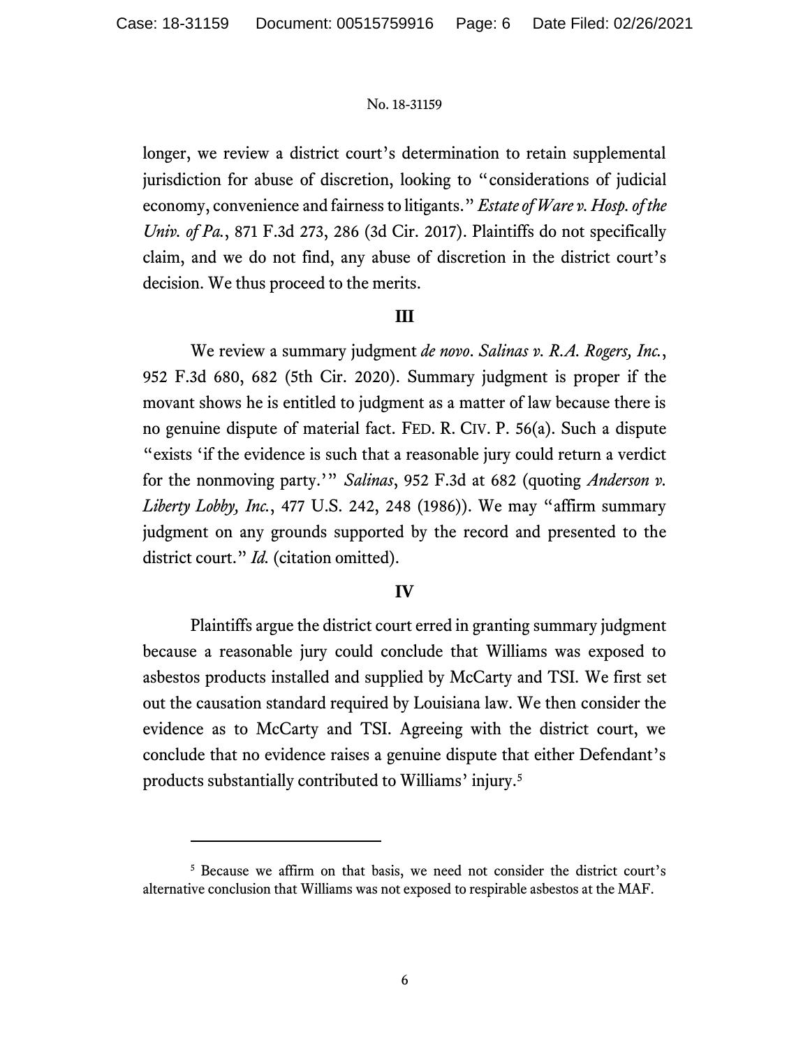longer, we review a district court's determination to retain supplemental jurisdiction for abuse of discretion, looking to "considerations of judicial economy, convenience and fairness to litigants." *Estate of Ware v. Hosp. of the Univ. of Pa.*, 871 F.3d 273, 286 (3d Cir. 2017). Plaintiffs do not specifically claim, and we do not find, any abuse of discretion in the district court's decision. We thus proceed to the merits.

## III

We review a summary judgment *de novo*. *Salinas v. R.A. Rogers, Inc.*, 952 F.3d 680, 682 (5th Cir. 2020). Summary judgment is proper if the movant shows he is entitled to judgment as a matter of law because there is no genuine dispute of material fact. FED. R. CIV. P. 56(a). Such a dispute "exists 'if the evidence is such that a reasonable jury could return a verdict for the nonmoving party.'" *Salinas*, 952 F.3d at 682 (quoting *Anderson v. Liberty Lobby, Inc.*, 477 U.S. 242, 248 (1986)). We may "affirm summary judgment on any grounds supported by the record and presented to the district court." *Id.* (citation omitted).

## IV

Plaintiffs argue the district court erred in granting summary judgment because a reasonable jury could conclude that Williams was exposed to asbestos products installed and supplied by McCarty and TSI. We first set out the causation standard required by Louisiana law. We then consider the evidence as to McCarty and TSI. Agreeing with the district court, we conclude that no evidence raises a genuine dispute that either Defendant's products substantially contributed to Williams' injury.[5]

---

[5] Because we affirm on that basis, we need not consider the district court's alternative conclusion that Williams was not exposed to respirable asbestos at the MAF.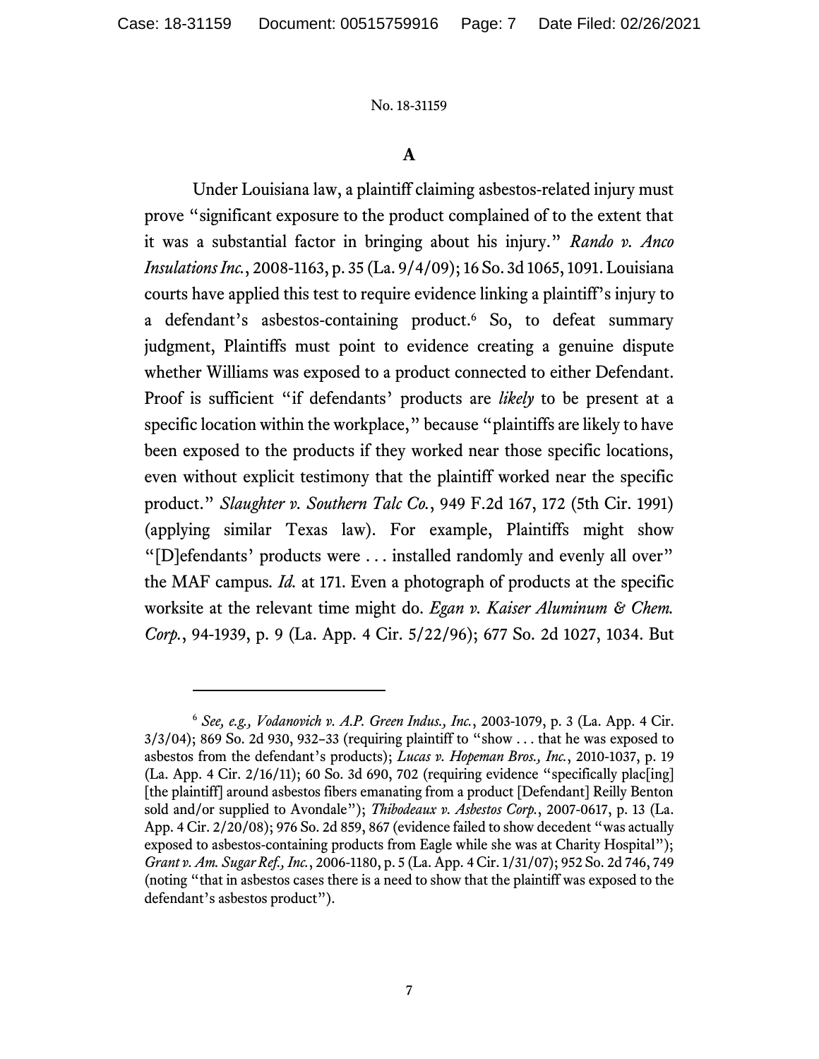### A

Under Louisiana law, a plaintiff claiming asbestos-related injury must prove "significant exposure to the product complained of to the extent that it was a substantial factor in bringing about his injury." *Rando v. Anco Insulations Inc.*, 2008-1163, p. 35 (La. 9/4/09); 16 So. 3d 1065, 1091. Louisiana courts have applied this test to require evidence linking a plaintiff's injury to a defendant's asbestos-containing product.[6] So, to defeat summary judgment, Plaintiffs must point to evidence creating a genuine dispute whether Williams was exposed to a product connected to either Defendant. Proof is sufficient "if defendants' products are *likely* to be present at a specific location within the workplace," because "plaintiffs are likely to have been exposed to the products if they worked near those specific locations, even without explicit testimony that the plaintiff worked near the specific product." *Slaughter v. Southern Talc Co.*, 949 F.2d 167, 172 (5th Cir. 1991) (applying similar Texas law). For example, Plaintiffs might show "[D]efendants' products were . . . installed randomly and evenly all over" the MAF campus. *Id.* at 171. Even a photograph of products at the specific worksite at the relevant time might do. *Egan v. Kaiser Aluminum & Chem. Corp.*, 94-1939, p. 9 (La. App. 4 Cir. 5/22/96); 677 So. 2d 1027, 1034. But

---

[6] *See, e.g., Vodanovich v. A.P. Green Indus., Inc.*, 2003-1079, p. 3 (La. App. 4 Cir. 3/3/04); 869 So. 2d 930, 932–33 (requiring plaintiff to "show . . . that he was exposed to asbestos from the defendant's products); *Lucas v. Hopeman Bros., Inc.*, 2010-1037, p. 19 (La. App. 4 Cir. 2/16/11); 60 So. 3d 690, 702 (requiring evidence "specifically plac[ing] [the plaintiff] around asbestos fibers emanating from a product [Defendant] Reilly Benton sold and/or supplied to Avondale"); *Thibodeaux v. Asbestos Corp.*, 2007-0617, p. 13 (La. App. 4 Cir. 2/20/08); 976 So. 2d 859, 867 (evidence failed to show decedent "was actually exposed to asbestos-containing products from Eagle while she was at Charity Hospital"); *Grant v. Am. Sugar Ref., Inc.*, 2006-1180, p. 5 (La. App. 4 Cir. 1/31/07); 952 So. 2d 746, 749 (noting "that in asbestos cases there is a need to show that the plaintiff was exposed to the defendant's asbestos product").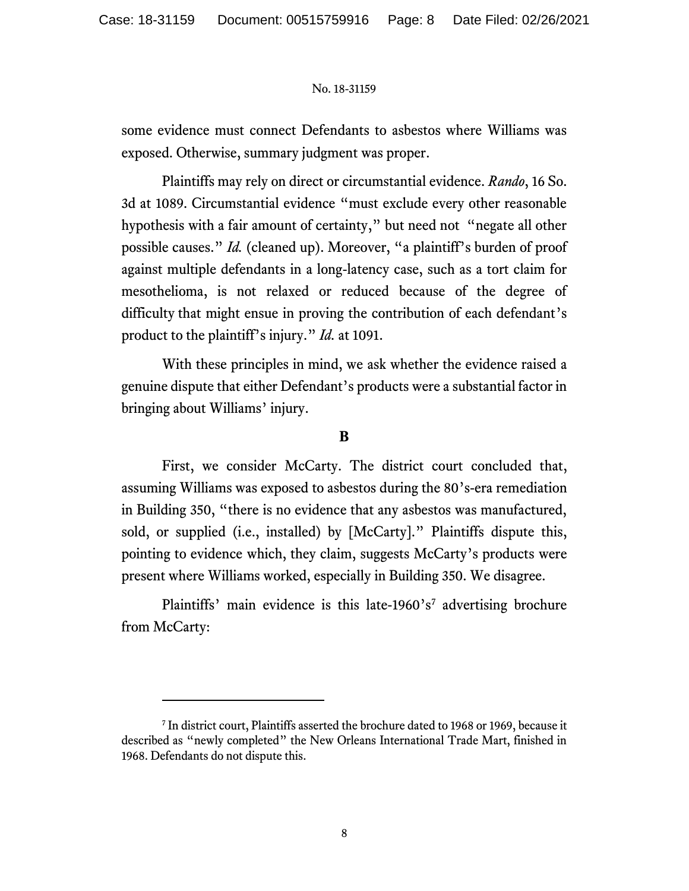some evidence must connect Defendants to asbestos where Williams was exposed. Otherwise, summary judgment was proper.

Plaintiffs may rely on direct or circumstantial evidence. *Rando*, 16 So. 3d at 1089. Circumstantial evidence "must exclude every other reasonable hypothesis with a fair amount of certainty," but need not "negate all other possible causes." *Id.* (cleaned up). Moreover, "a plaintiff's burden of proof against multiple defendants in a long-latency case, such as a tort claim for mesothelioma, is not relaxed or reduced because of the degree of difficulty that might ensue in proving the contribution of each defendant's product to the plaintiff's injury." *Id.* at 1091.

With these principles in mind, we ask whether the evidence raised a genuine dispute that either Defendant's products were a substantial factor in bringing about Williams' injury.

**B**

First, we consider McCarty. The district court concluded that, assuming Williams was exposed to asbestos during the 80's-era remediation in Building 350, "there is no evidence that any asbestos was manufactured, sold, or supplied (i.e., installed) by [McCarty]." Plaintiffs dispute this, pointing to evidence which, they claim, suggests McCarty's products were present where Williams worked, especially in Building 350. We disagree.

Plaintiffs' main evidence is this late-1960's[7] advertising brochure from McCarty:

[7] In district court, Plaintiffs asserted the brochure dated to 1968 or 1969, because it described as "newly completed" the New Orleans International Trade Mart, finished in 1968. Defendants do not dispute this.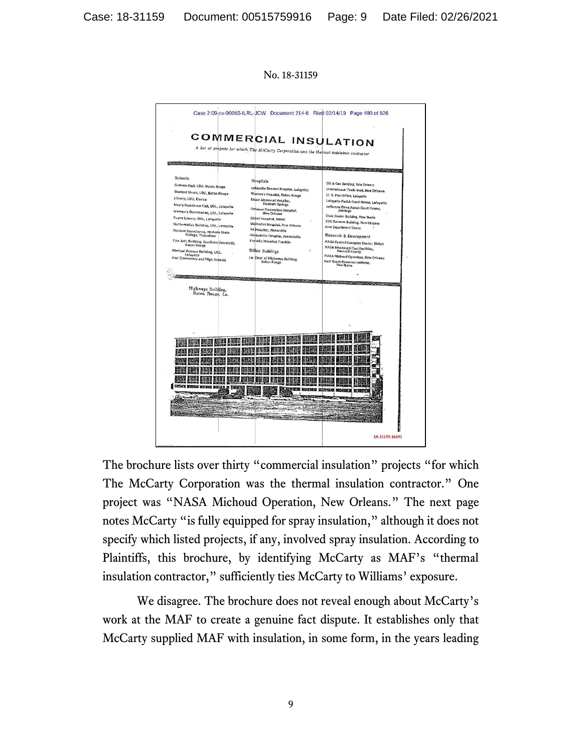Case 2:09-cv-00065-ILRL-JCW Document 214-6 Filed 02/14/19 Page 490 of 626

# COMMERCIAL INSULATION

*A list of projects for which The McCarty Corporation was the thermal insulation contractor*

**Schools**

- Graham Hall, LSU, Baton Rouge
- Student Union, LSU, Baton Rouge
- Library, LSU, Eunice
- Men's Residence Hall, USL, Lafayette
- Women's Dormitories, USL, Lafayette
- Dupre Library, USL, Lafayette
- Mathematics Building, USL, Lafayette
- Student Dormitories, Nicholls State College, Thibodaux
- Fine Arts Building, Southern University, Baton Rouge
- Medical Science Building, USL, Lafayette
- And Elementary and High Schools

**Hospitals**

- Lafayette General Hospital, Lafayette
- Women's Hospital, Baton Rouge
- Dixon Memorial Hospital, Denham Springs
- Ochsner Foundation Hospital, New Orleans
- Slidell Hospital, Slidell
- Methodist Hospital, New Orleans
- VA Hospital, Alexandria
- Amaudville Hospital, Arnaudville
- Franklin Hospital, Franklin

**Office Buildings**

- La. Dept. of Highways Building, Baton Rouge

- Oil & Gas Building, New Orleans
- International Trade Mart, New Orleans
- U. S. Post Office, Lafayette
- Lafayette Parish Court House, Lafayette
- Jefferson Davis Parish Court House, Jennings
- Civic Center Building, New Iberia
- 225 Baronne Building, New Orleans
- And Department Stores

**Research & Development**

- NASA Central Computer Center, Slidell
- NASA Mississippi Test Facilities, Hancock County
- NASA Michoud Operation, New Orleans
- Gulf South Research Institute, New Iberia

Highways Building, Baton Rouge, La.

18-31159.16691

The brochure lists over thirty "commercial insulation" projects "for which The McCarty Corporation was the thermal insulation contractor." One project was "NASA Michoud Operation, New Orleans." The next page notes McCarty "is fully equipped for spray insulation," although it does not specify which listed projects, if any, involved spray insulation. According to Plaintiffs, this brochure, by identifying McCarty as MAF's "thermal insulation contractor," sufficiently ties McCarty to Williams' exposure.

We disagree. The brochure does not reveal enough about McCarty's work at the MAF to create a genuine fact dispute. It establishes only that McCarty supplied MAF with insulation, in some form, in the years leading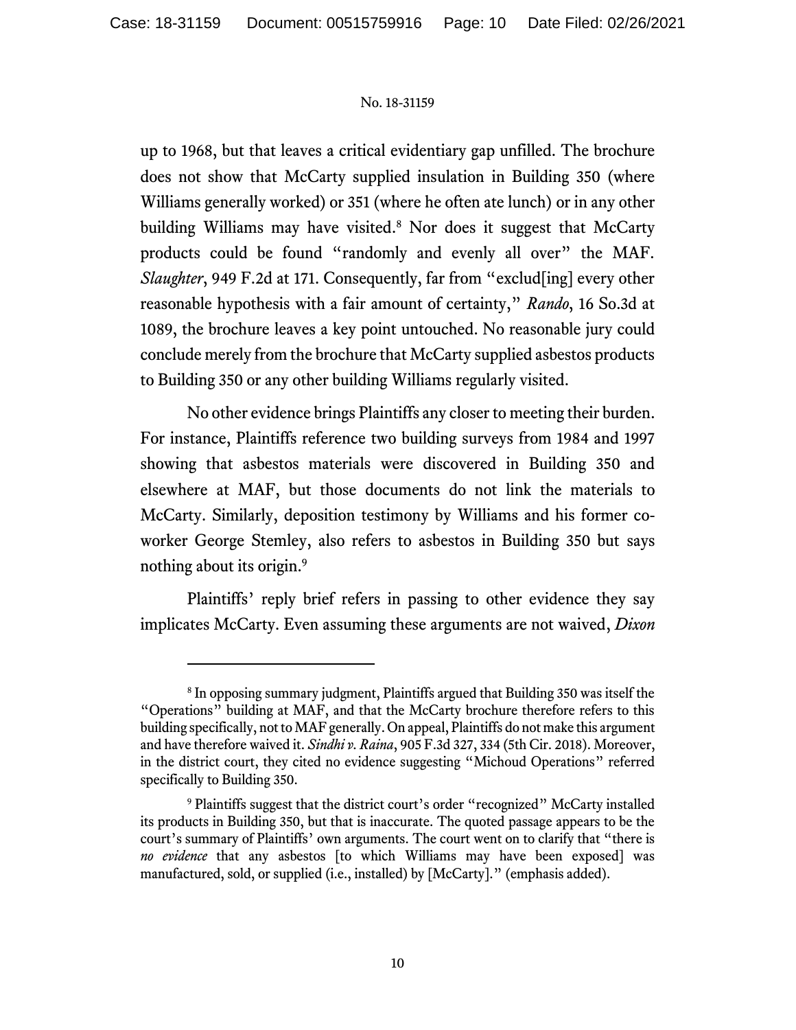up to 1968, but that leaves a critical evidentiary gap unfilled. The brochure does not show that McCarty supplied insulation in Building 350 (where Williams generally worked) or 351 (where he often ate lunch) or in any other building Williams may have visited.[8] Nor does it suggest that McCarty products could be found "randomly and evenly all over" the MAF. *Slaughter*, 949 F.2d at 171. Consequently, far from "exclud[ing] every other reasonable hypothesis with a fair amount of certainty," *Rando*, 16 So.3d at 1089, the brochure leaves a key point untouched. No reasonable jury could conclude merely from the brochure that McCarty supplied asbestos products to Building 350 or any other building Williams regularly visited.

No other evidence brings Plaintiffs any closer to meeting their burden. For instance, Plaintiffs reference two building surveys from 1984 and 1997 showing that asbestos materials were discovered in Building 350 and elsewhere at MAF, but those documents do not link the materials to McCarty. Similarly, deposition testimony by Williams and his former co-worker George Stemley, also refers to asbestos in Building 350 but says nothing about its origin.[9]

Plaintiffs' reply brief refers in passing to other evidence they say implicates McCarty. Even assuming these arguments are not waived, *Dixon*

---

[8] In opposing summary judgment, Plaintiffs argued that Building 350 was itself the "Operations" building at MAF, and that the McCarty brochure therefore refers to this building specifically, not to MAF generally. On appeal, Plaintiffs do not make this argument and have therefore waived it. *Sindhi v. Raina*, 905 F.3d 327, 334 (5th Cir. 2018). Moreover, in the district court, they cited no evidence suggesting "Michoud Operations" referred specifically to Building 350.

[9] Plaintiffs suggest that the district court's order "recognized" McCarty installed its products in Building 350, but that is inaccurate. The quoted passage appears to be the court's summary of Plaintiffs' own arguments. The court went on to clarify that "there is *no evidence* that any asbestos [to which Williams may have been exposed] was manufactured, sold, or supplied (i.e., installed) by [McCarty]." (emphasis added).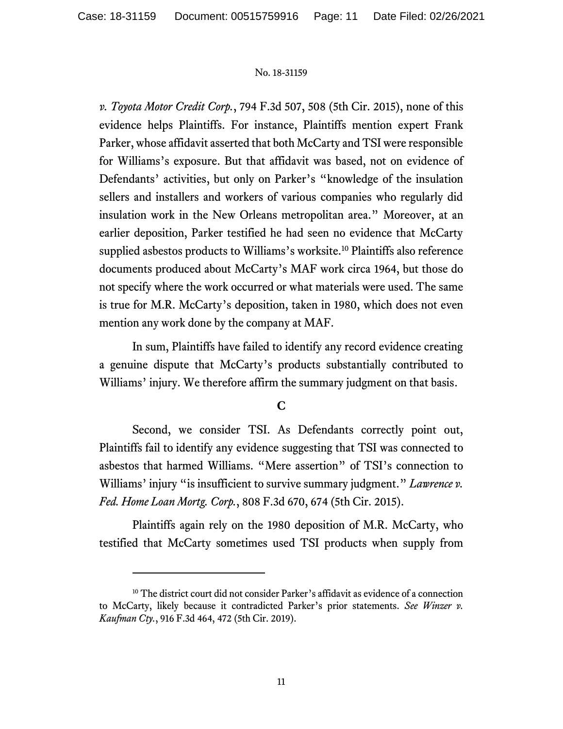*v. Toyota Motor Credit Corp.*, 794 F.3d 507, 508 (5th Cir. 2015), none of this evidence helps Plaintiffs. For instance, Plaintiffs mention expert Frank Parker, whose affidavit asserted that both McCarty and TSI were responsible for Williams's exposure. But that affidavit was based, not on evidence of Defendants' activities, but only on Parker's "knowledge of the insulation sellers and installers and workers of various companies who regularly did insulation work in the New Orleans metropolitan area." Moreover, at an earlier deposition, Parker testified he had seen no evidence that McCarty supplied asbestos products to Williams's worksite.[10] Plaintiffs also reference documents produced about McCarty's MAF work circa 1964, but those do not specify where the work occurred or what materials were used. The same is true for M.R. McCarty's deposition, taken in 1980, which does not even mention any work done by the company at MAF.

In sum, Plaintiffs have failed to identify any record evidence creating a genuine dispute that McCarty's products substantially contributed to Williams' injury. We therefore affirm the summary judgment on that basis.

### C

Second, we consider TSI. As Defendants correctly point out, Plaintiffs fail to identify any evidence suggesting that TSI was connected to asbestos that harmed Williams. "Mere assertion" of TSI's connection to Williams' injury "is insufficient to survive summary judgment." *Lawrence v. Fed. Home Loan Mortg. Corp.*, 808 F.3d 670, 674 (5th Cir. 2015).

Plaintiffs again rely on the 1980 deposition of M.R. McCarty, who testified that McCarty sometimes used TSI products when supply from

---

[10] The district court did not consider Parker's affidavit as evidence of a connection to McCarty, likely because it contradicted Parker's prior statements. *See Winzer v. Kaufman Cty.*, 916 F.3d 464, 472 (5th Cir. 2019).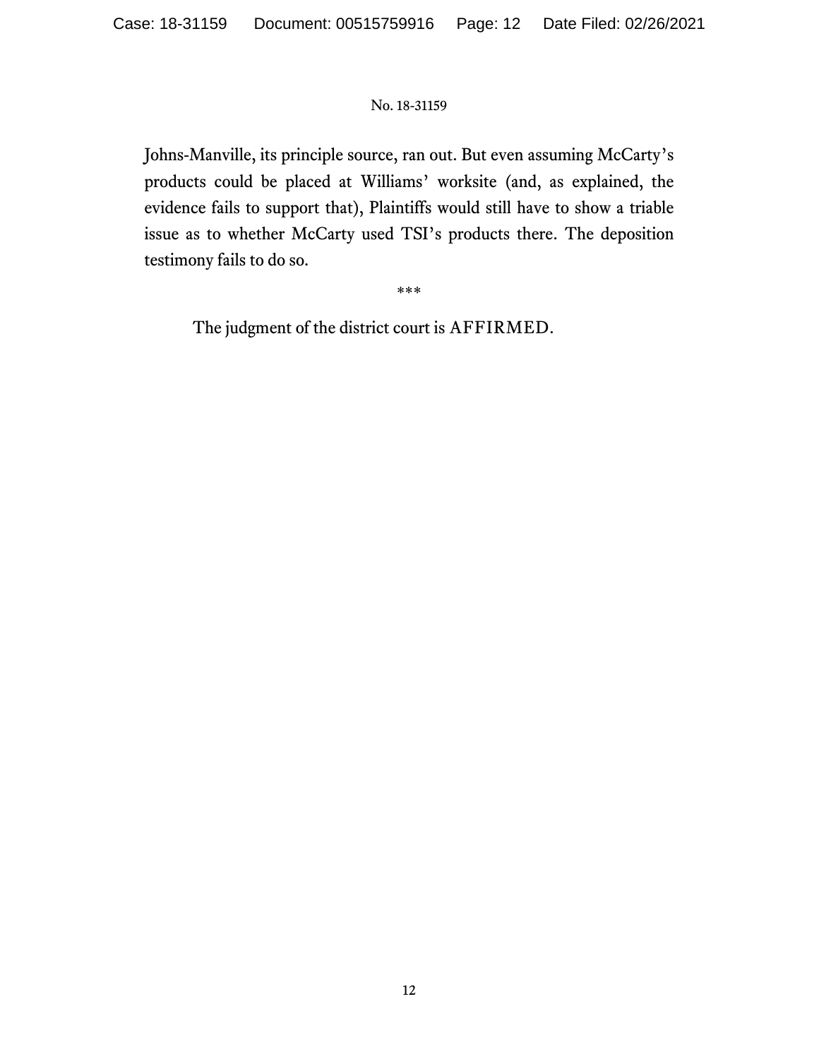Johns-Manville, its principle source, ran out. But even assuming McCarty's products could be placed at Williams' worksite (and, as explained, the evidence fails to support that), Plaintiffs would still have to show a triable issue as to whether McCarty used TSI's products there. The deposition testimony fails to do so.

***

The judgment of the district court is AFFIRMED.